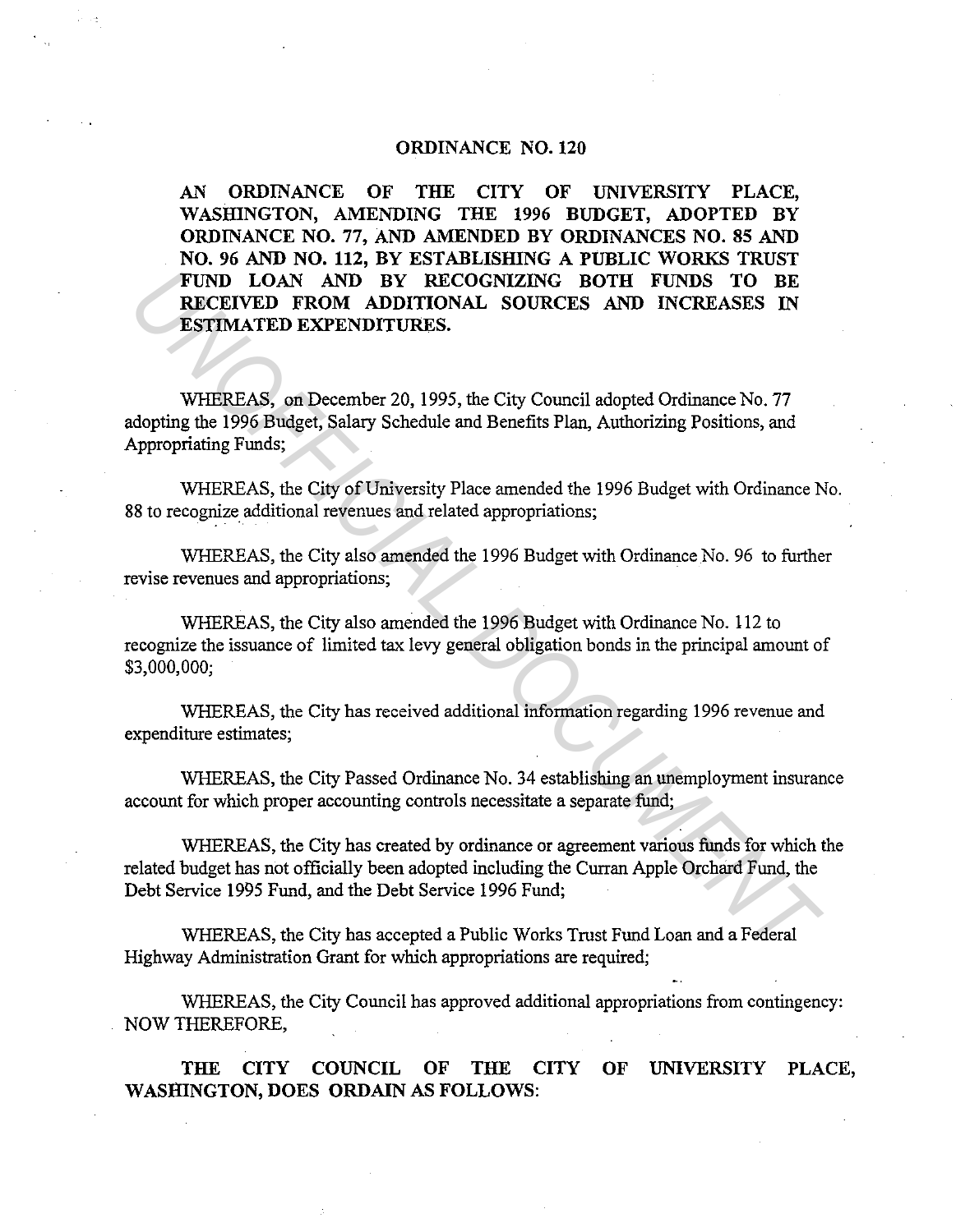# ORDINANCE NO. 120

**AN ORDINANCE OF THE CITY OF UNIVERSITY PLACE, WASHINGTON, AMENDING THE 1996 BUDGET, ADOPTED BY ORDINANCE NO. 77, AND AMENDED BY ORDINANCES NO. 85 AND NO. 96 AND NO. 112, BY ESTABLISHING A PUBLIC WORKS TRUST FUND LOAN AND BY RECOGNIZING BOTH FUNDS TO BE RECEIVED FROM ADDITIONAL SOURCES AND INCREASES IN ESTIMATED EXPENDITURES.**

WHEREAS, on December 20, 1995, the City Council adopted Ordinance No. 77 adopting the 1996 Budget, Salary Schedule and Benefits Plan, Authorizing Positions, and Appropriating Funds;

WHEREAS, the City of University Place amended the 1996 Budget with Ordinance No. 88 to recognize additional revenues and related appropriations;

WHEREAS, the City also amended the 1996 Budget with Ordinance No. 96 to further revise revenues and appropriations;

WHEREAS, the City also amended the 1996 Budget with Ordinance No. 112 to recognize the issuance of limited tax levy general obligation bonds in the principal amount of $3,000,000;

WHEREAS, the City has received additional information regarding 1996 revenue and expenditure estimates;

WHEREAS, the City Passed Ordinance No. 34 establishing an unemployment insurance account for which proper accounting controls necessitate a separate fund;

WHEREAS, the City has created by ordinance or agreement various funds for which the related budget has not officially been adopted including the Curran Apple Orchard Fund, the Debt Service 1995 Fund, and the Debt Service 1996 Fund;

WHEREAS, the City has accepted a Public Works Trust Fund Loan and a Federal Highway Administration Grant for which appropriations are required;

WHEREAS, the City Council has approved additional appropriations from contingency: NOW THEREFORE,

**THE CITY COUNCIL OF THE CITY OF UNIVERSITY PLACE, WASHINGTON, DOES ORDAIN AS FOLLOWS:**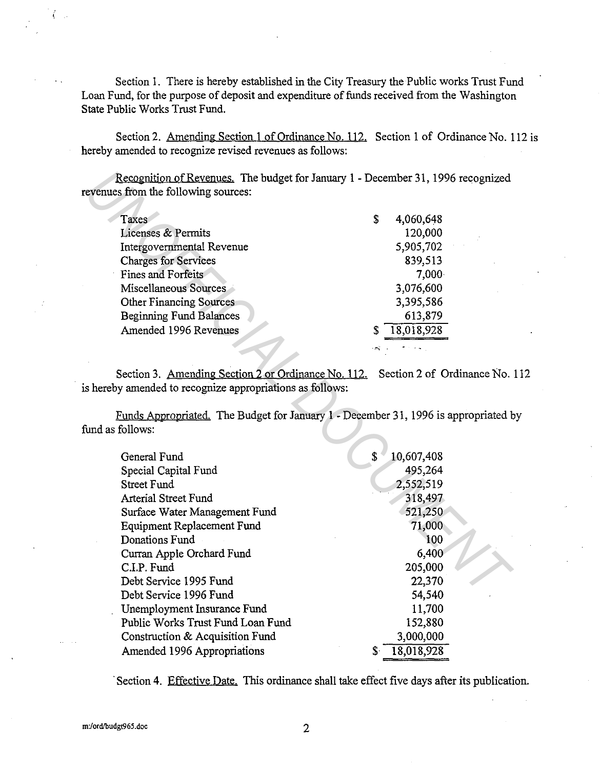Section 1. There is hereby established in the City Treasury the Public works Trust Fund Loan Fund, for the purpose of deposit and expenditure of funds received from the Washington State Public Works Trust Fund.

Section 2. Amending Section 1 of Ordinance No. 112. Section 1 of Ordinance No. 112 is hereby amended to recognize revised revenues as follows:

Recognition of Revenues. The budget for January 1 - December 31, 1996 recognized revenues from the following sources:

| | |
|---|---|
| Taxes | $ 4,060,648 |
| Licenses & Permits | 120,000 |
| Intergovernmental Revenue | 5,905,702 |
| Charges for Services | 839,513 |
| Fines and Forfeits | 7,000 |
| Miscellaneous Sources | 3,076,600 |
| Other Financing Sources | 3,395,586 |
| Beginning Fund Balances | 613,879 |
| Amended 1996 Revenues | $ 18,018,928 |

Section 3. Amending Section 2 or Ordinance No. 112. Section 2 of Ordinance No. 112 is hereby amended to recognize appropriations as follows:

Funds Appropriated. The Budget for January 1 - December 31, 1996 is appropriated by fund as follows:

| | |
|---|---|
| General Fund | $ 10,607,408 |
| Special Capital Fund | 495,264 |
| Street Fund | 2,552,519 |
| Arterial Street Fund | 318,497 |
| Surface Water Management Fund | 521,250 |
| Equipment Replacement Fund | 71,000 |
| Donations Fund | 100 |
| Curran Apple Orchard Fund | 6,400 |
| C.I.P. Fund | 205,000 |
| Debt Service 1995 Fund | 22,370 |
| Debt Service 1996 Fund | 54,540 |
| Unemployment Insurance Fund | 11,700 |
| Public Works Trust Fund Loan Fund | 152,880 |
| Construction & Acquisition Fund | 3,000,000 |
| Amended 1996 Appropriations | $ 18,018,928 |

Section 4. Effective Date. This ordinance shall take effect five days after its publication.

m:/ord/budgt965.doc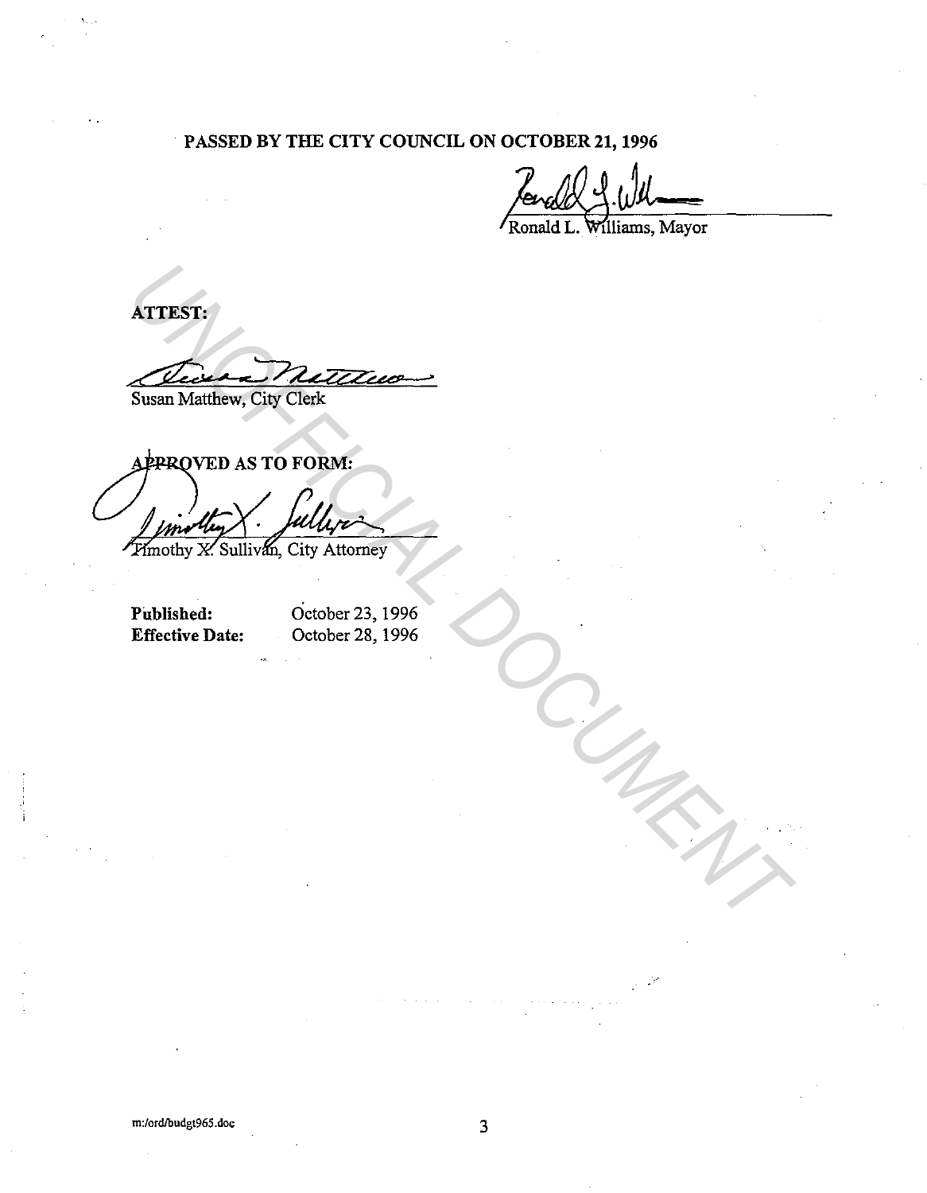**PASSED BY THE CITY COUNCIL ON OCTOBER 21, 1996**

Ronald L. Williams, Mayor

**ATTEST:**

Susan Matthew, City Clerk

**APPROVED AS TO FORM:**

Timothy X. Sullivan, City Attorney

**Published:** October 23, 1996
**Effective Date:** October 28, 1996

UNOFFICIAL DOCUMENT

m:/ord/budgt965.doc